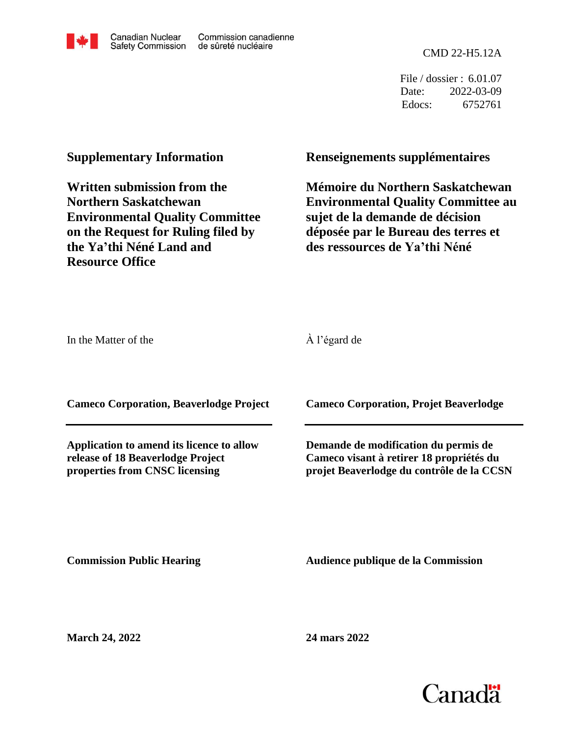Canadian Nuclear Safety Commission / Commission canadienne de sûreté nucléaire

CMD 22-H5.12A

File / dossier : 6.01.07
Date: 2022-03-09
Edocs: 6752761

## Supplementary Information

## Written submission from the Northern Saskatchewan Environmental Quality Committee on the Request for Ruling filed by the Ya'thi Néné Land and Resource Office

## Renseignements supplémentaires

## Mémoire du Northern Saskatchewan Environmental Quality Committee au sujet de la demande de décision déposée par le Bureau des terres et des ressources de Ya'thi Néné

In the Matter of the

À l'égard de

**Cameco Corporation, Beaverlodge Project**

**Cameco Corporation, Projet Beaverlodge**

**Application to amend its licence to allow release of 18 Beaverlodge Project properties from CNSC licensing**

**Demande de modification du permis de Cameco visant à retirer 18 propriétés du projet Beaverlodge du contrôle de la CCSN**

**Commission Public Hearing**

**Audience publique de la Commission**

**March 24, 2022**

**24 mars 2022**

Canada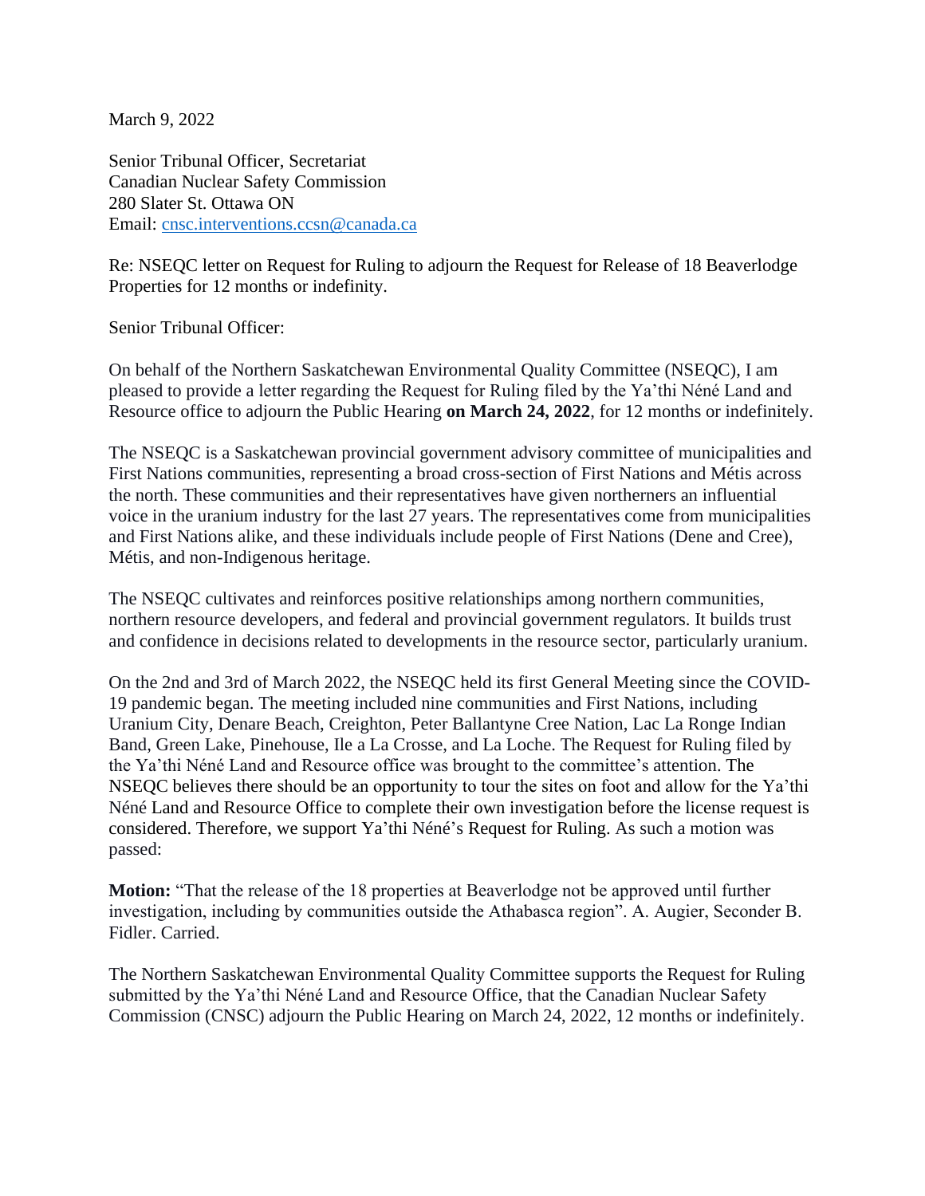March 9, 2022

Senior Tribunal Officer, Secretariat
Canadian Nuclear Safety Commission
280 Slater St. Ottawa ON
Email: cnsc.interventions.ccsn@canada.ca

Re: NSEQC letter on Request for Ruling to adjourn the Request for Release of 18 Beaverlodge Properties for 12 months or indefinity.

Senior Tribunal Officer:

On behalf of the Northern Saskatchewan Environmental Quality Committee (NSEQC), I am pleased to provide a letter regarding the Request for Ruling filed by the Ya'thi Néné Land and Resource office to adjourn the Public Hearing **on March 24, 2022**, for 12 months or indefinitely.

The NSEQC is a Saskatchewan provincial government advisory committee of municipalities and First Nations communities, representing a broad cross-section of First Nations and Métis across the north. These communities and their representatives have given northerners an influential voice in the uranium industry for the last 27 years. The representatives come from municipalities and First Nations alike, and these individuals include people of First Nations (Dene and Cree), Métis, and non-Indigenous heritage.

The NSEQC cultivates and reinforces positive relationships among northern communities, northern resource developers, and federal and provincial government regulators. It builds trust and confidence in decisions related to developments in the resource sector, particularly uranium.

On the 2nd and 3rd of March 2022, the NSEQC held its first General Meeting since the COVID-19 pandemic began. The meeting included nine communities and First Nations, including Uranium City, Denare Beach, Creighton, Peter Ballantyne Cree Nation, Lac La Ronge Indian Band, Green Lake, Pinehouse, Ile a La Crosse, and La Loche. The Request for Ruling filed by the Ya'thi Néné Land and Resource office was brought to the committee's attention. The NSEQC believes there should be an opportunity to tour the sites on foot and allow for the Ya'thi Néné Land and Resource Office to complete their own investigation before the license request is considered. Therefore, we support Ya'thi Néné's Request for Ruling. As such a motion was passed:

**Motion:** "That the release of the 18 properties at Beaverlodge not be approved until further investigation, including by communities outside the Athabasca region". A. Augier, Seconder B. Fidler. Carried.

The Northern Saskatchewan Environmental Quality Committee supports the Request for Ruling submitted by the Ya'thi Néné Land and Resource Office, that the Canadian Nuclear Safety Commission (CNSC) adjourn the Public Hearing on March 24, 2022, 12 months or indefinitely.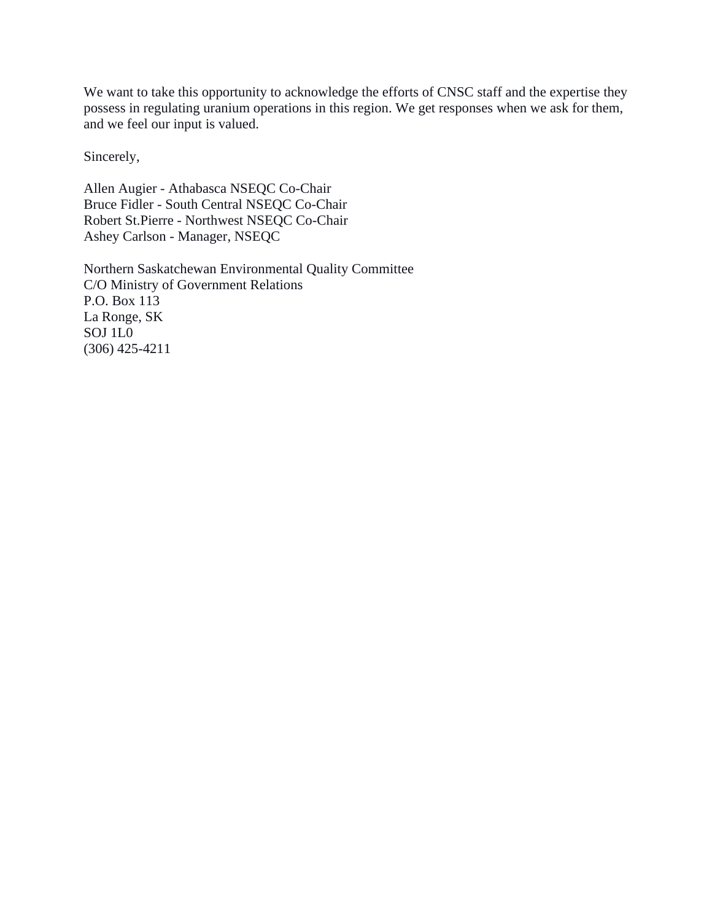We want to take this opportunity to acknowledge the efforts of CNSC staff and the expertise they possess in regulating uranium operations in this region. We get responses when we ask for them, and we feel our input is valued.

Sincerely,

Allen Augier - Athabasca NSEQC Co-Chair
Bruce Fidler - South Central NSEQC Co-Chair
Robert St.Pierre - Northwest NSEQC Co-Chair
Ashey Carlson - Manager, NSEQC

Northern Saskatchewan Environmental Quality Committee
C/O Ministry of Government Relations
P.O. Box 113
La Ronge, SK
SOJ 1L0
(306) 425-4211